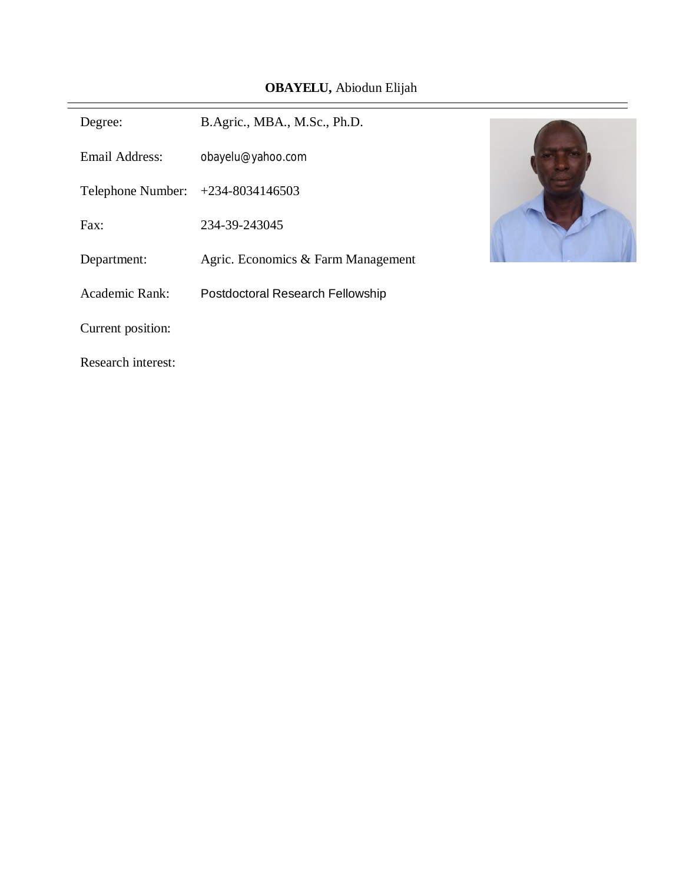**OBAYELU,** Abiodun Elijah

---

| | |
|---|---|
| Degree: | B.Agric., MBA., M.Sc., Ph.D. |
| Email Address: | obayelu@yahoo.com |
| Telephone Number: | +234-8034146503 |
| Fax: | 234-39-243045 |
| Department: | Agric. Economics & Farm Management |
| Academic Rank: | Postdoctoral Research Fellowship |
| Current position: | |
| Research interest: | |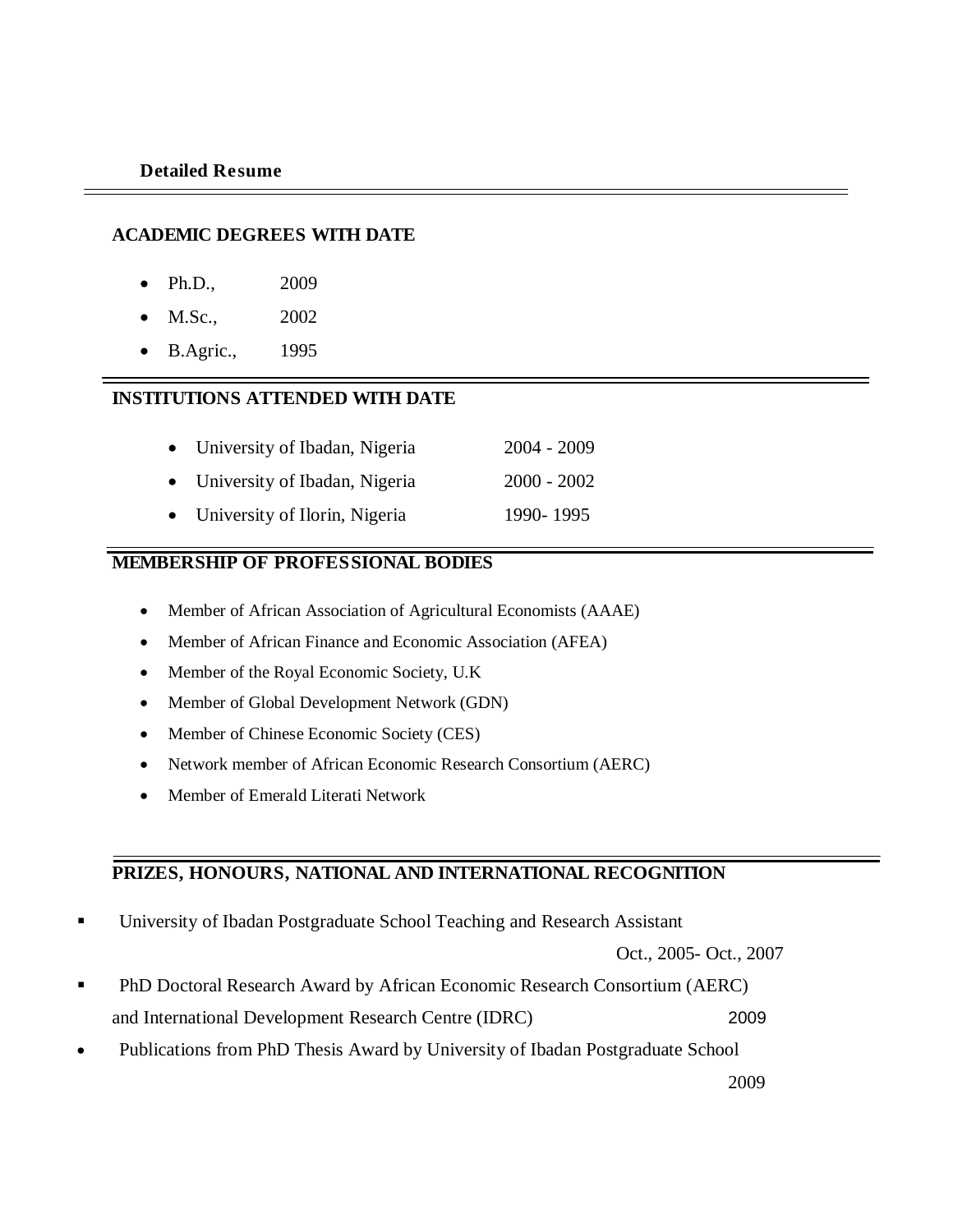**Detailed Resume**

## ACADEMIC DEGREES WITH DATE

- Ph.D., 2009
- M.Sc., 2002
- B.Agric., 1995

## INSTITUTIONS ATTENDED WITH DATE

- University of Ibadan, Nigeria 2004 - 2009
- University of Ibadan, Nigeria 2000 - 2002
- University of Ilorin, Nigeria 1990- 1995

## MEMBERSHIP OF PROFESSIONAL BODIES

- Member of African Association of Agricultural Economists (AAAE)
- Member of African Finance and Economic Association (AFEA)
- Member of the Royal Economic Society, U.K
- Member of Global Development Network (GDN)
- Member of Chinese Economic Society (CES)
- Network member of African Economic Research Consortium (AERC)
- Member of Emerald Literati Network

## PRIZES, HONOURS, NATIONAL AND INTERNATIONAL RECOGNITION

- University of Ibadan Postgraduate School Teaching and Research Assistant Oct., 2005- Oct., 2007
- PhD Doctoral Research Award by African Economic Research Consortium (AERC) and International Development Research Centre (IDRC) 2009
- Publications from PhD Thesis Award by University of Ibadan Postgraduate School 2009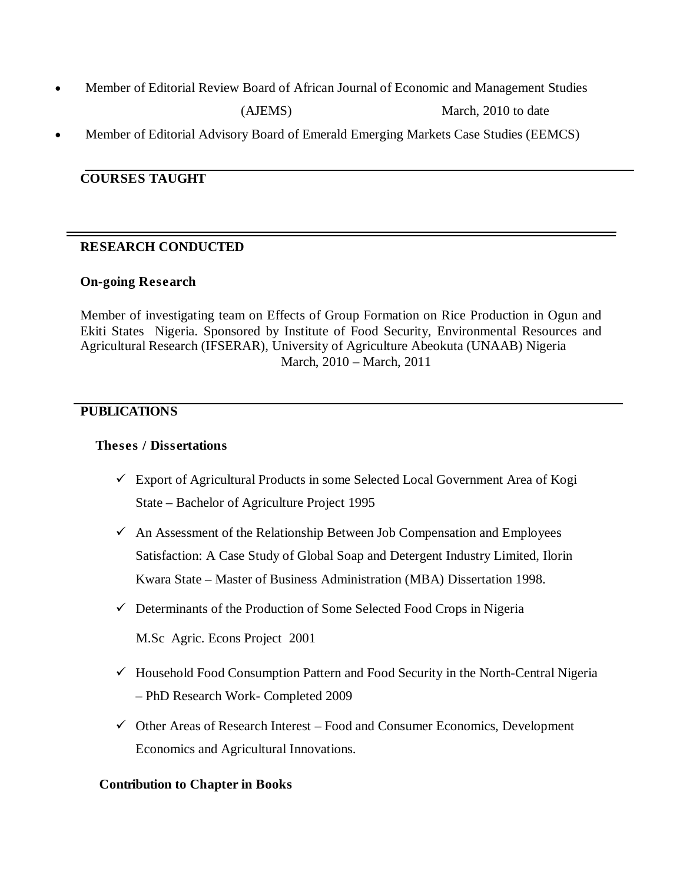- Member of Editorial Review Board of African Journal of Economic and Management Studies (AJEMS) March, 2010 to date
- Member of Editorial Advisory Board of Emerald Emerging Markets Case Studies (EEMCS)

## COURSES TAUGHT

## RESEARCH CONDUCTED

### On-going Research

Member of investigating team on Effects of Group Formation on Rice Production in Ogun and Ekiti States Nigeria. Sponsored by Institute of Food Security, Environmental Resources and Agricultural Research (IFSERAR), University of Agriculture Abeokuta (UNAAB) Nigeria
March, 2010 – March, 2011

## PUBLICATIONS

### Theses / Dissertations

- ✓ Export of Agricultural Products in some Selected Local Government Area of Kogi State – Bachelor of Agriculture Project 1995
- ✓ An Assessment of the Relationship Between Job Compensation and Employees Satisfaction: A Case Study of Global Soap and Detergent Industry Limited, Ilorin Kwara State – Master of Business Administration (MBA) Dissertation 1998.
- ✓ Determinants of the Production of Some Selected Food Crops in Nigeria

  M.Sc Agric. Econs Project 2001
- ✓ Household Food Consumption Pattern and Food Security in the North-Central Nigeria – PhD Research Work- Completed 2009
- ✓ Other Areas of Research Interest – Food and Consumer Economics, Development Economics and Agricultural Innovations.

### Contribution to Chapter in Books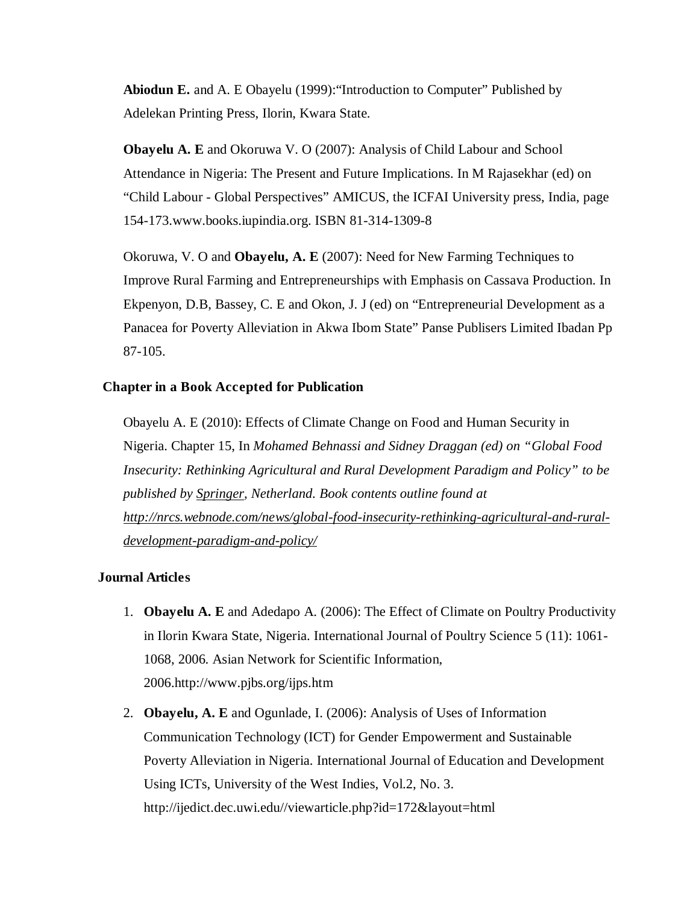**Abiodun E.** and A. E Obayelu (1999):"Introduction to Computer" Published by Adelekan Printing Press, Ilorin, Kwara State.

**Obayelu A. E** and Okoruwa V. O (2007): Analysis of Child Labour and School Attendance in Nigeria: The Present and Future Implications. In M Rajasekhar (ed) on "Child Labour - Global Perspectives" AMICUS, the ICFAI University press, India, page 154-173.www.books.iupindia.org. ISBN 81-314-1309-8

Okoruwa, V. O and **Obayelu, A. E** (2007): Need for New Farming Techniques to Improve Rural Farming and Entrepreneurships with Emphasis on Cassava Production. In Ekpenyon, D.B, Bassey, C. E and Okon, J. J (ed) on "Entrepreneurial Development as a Panacea for Poverty Alleviation in Akwa Ibom State" Panse Publisers Limited Ibadan Pp 87-105.

**Chapter in a Book Accepted for Publication**

Obayelu A. E (2010): Effects of Climate Change on Food and Human Security in Nigeria. Chapter 15, In *Mohamed Behnassi and Sidney Draggan (ed) on "Global Food Insecurity: Rethinking Agricultural and Rural Development Paradigm and Policy" to be published by Springer, Netherland. Book contents outline found at http://nrcs.webnode.com/news/global-food-insecurity-rethinking-agricultural-and-rural-development-paradigm-and-policy/*

**Journal Articles**

1. **Obayelu A. E** and Adedapo A. (2006): The Effect of Climate on Poultry Productivity in Ilorin Kwara State, Nigeria. International Journal of Poultry Science 5 (11): 1061-1068, 2006. Asian Network for Scientific Information, 2006.http://www.pjbs.org/ijps.htm
2. **Obayelu, A. E** and Ogunlade, I. (2006): Analysis of Uses of Information Communication Technology (ICT) for Gender Empowerment and Sustainable Poverty Alleviation in Nigeria. International Journal of Education and Development Using ICTs, University of the West Indies, Vol.2, No. 3. http://ijedict.dec.uwi.edu//viewarticle.php?id=172&layout=html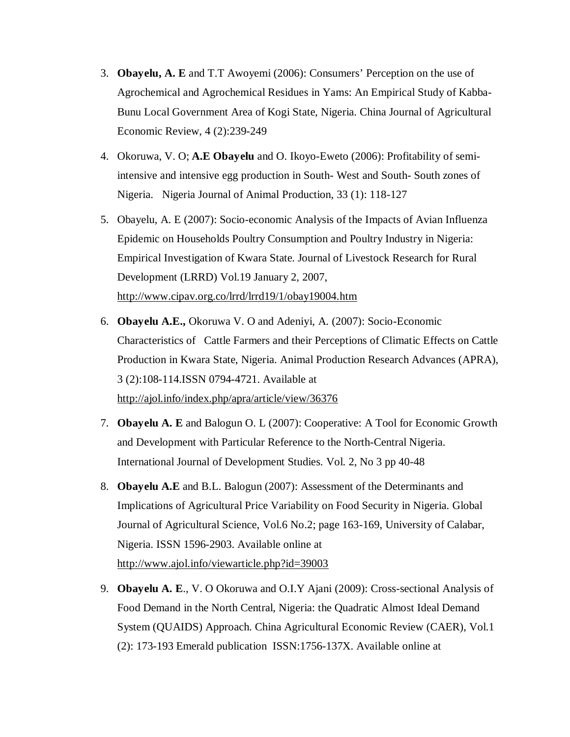3. **Obayelu, A. E** and T.T Awoyemi (2006): Consumers' Perception on the use of Agrochemical and Agrochemical Residues in Yams: An Empirical Study of Kabba-Bunu Local Government Area of Kogi State, Nigeria. China Journal of Agricultural Economic Review, 4 (2):239-249

4. Okoruwa, V. O; **A.E Obayelu** and O. Ikoyo-Eweto (2006): Profitability of semi-intensive and intensive egg production in South- West and South- South zones of Nigeria. Nigeria Journal of Animal Production, 33 (1): 118-127

5. Obayelu, A. E (2007): Socio-economic Analysis of the Impacts of Avian Influenza Epidemic on Households Poultry Consumption and Poultry Industry in Nigeria: Empirical Investigation of Kwara State. Journal of Livestock Research for Rural Development (LRRD) Vol.19 January 2, 2007, http://www.cipav.org.co/lrrd/lrrd19/1/obay19004.htm

6. **Obayelu A.E.,** Okoruwa V. O and Adeniyi, A. (2007): Socio-Economic Characteristics of Cattle Farmers and their Perceptions of Climatic Effects on Cattle Production in Kwara State, Nigeria. Animal Production Research Advances (APRA), 3 (2):108-114.ISSN 0794-4721. Available at http://ajol.info/index.php/apra/article/view/36376

7. **Obayelu A. E** and Balogun O. L (2007): Cooperative: A Tool for Economic Growth and Development with Particular Reference to the North-Central Nigeria. International Journal of Development Studies. Vol. 2, No 3 pp 40-48

8. **Obayelu A.E** and B.L. Balogun (2007): Assessment of the Determinants and Implications of Agricultural Price Variability on Food Security in Nigeria. Global Journal of Agricultural Science, Vol.6 No.2; page 163-169, University of Calabar, Nigeria. ISSN 1596-2903. Available online at http://www.ajol.info/viewarticle.php?id=39003

9. **Obayelu A. E**., V. O Okoruwa and O.I.Y Ajani (2009): Cross-sectional Analysis of Food Demand in the North Central, Nigeria: the Quadratic Almost Ideal Demand System (QUAIDS) Approach. China Agricultural Economic Review (CAER), Vol.1 (2): 173-193 Emerald publication ISSN:1756-137X. Available online at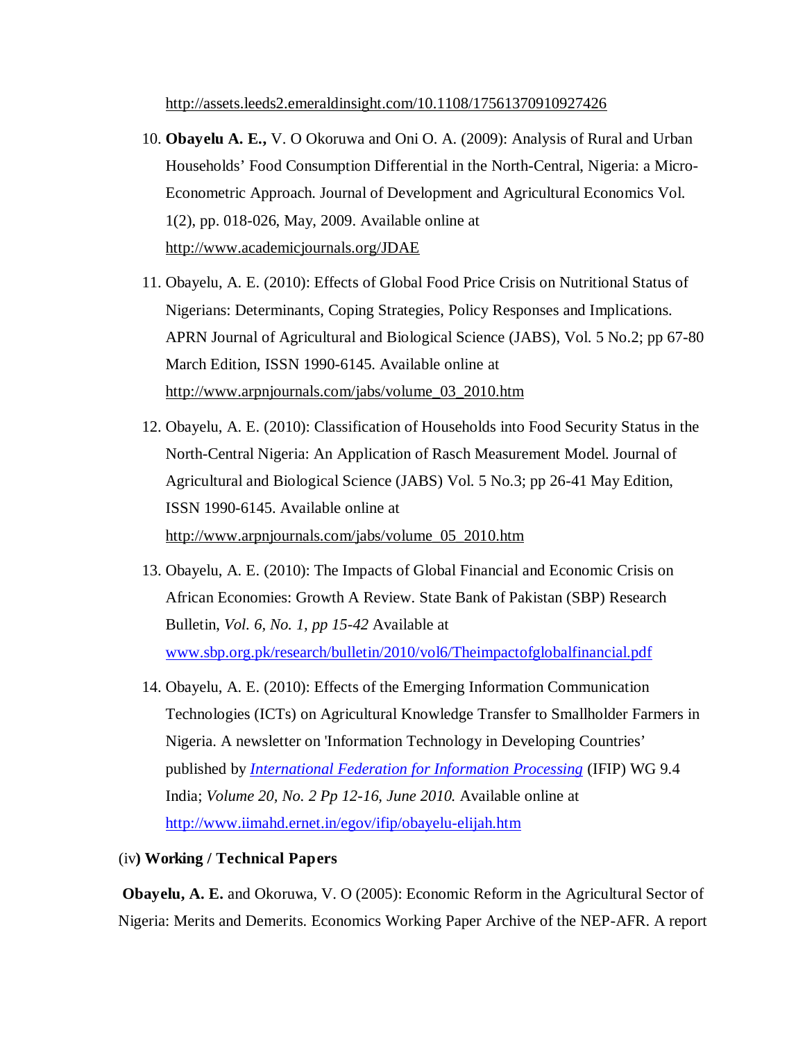http://assets.leeds2.emeraldinsight.com/10.1108/17561370910927426

10. **Obayelu A. E.,** V. O Okoruwa and Oni O. A. (2009): Analysis of Rural and Urban Households' Food Consumption Differential in the North-Central, Nigeria: a Micro-Econometric Approach. Journal of Development and Agricultural Economics Vol. 1(2), pp. 018-026, May, 2009. Available online at http://www.academicjournals.org/JDAE

11. Obayelu, A. E. (2010): Effects of Global Food Price Crisis on Nutritional Status of Nigerians: Determinants, Coping Strategies, Policy Responses and Implications. APRN Journal of Agricultural and Biological Science (JABS), Vol. 5 No.2; pp 67-80 March Edition, ISSN 1990-6145. Available online at http://www.arpnjournals.com/jabs/volume_03_2010.htm

12. Obayelu, A. E. (2010): Classification of Households into Food Security Status in the North-Central Nigeria: An Application of Rasch Measurement Model. Journal of Agricultural and Biological Science (JABS) Vol. 5 No.3; pp 26-41 May Edition, ISSN 1990-6145. Available online at http://www.arpnjournals.com/jabs/volume_05_2010.htm

13. Obayelu, A. E. (2010): The Impacts of Global Financial and Economic Crisis on African Economies: Growth A Review. State Bank of Pakistan (SBP) Research Bulletin, *Vol. 6, No. 1, pp 15-42* Available at www.sbp.org.pk/research/bulletin/2010/vol6/Theimpactofglobalfinancial.pdf

14. Obayelu, A. E. (2010): Effects of the Emerging Information Communication Technologies (ICTs) on Agricultural Knowledge Transfer to Smallholder Farmers in Nigeria. A newsletter on 'Information Technology in Developing Countries' published by ***International Federation for Information Processing*** (IFIP) WG 9.4 India; *Volume 20, No. 2 Pp 12-16, June 2010.* Available online at http://www.iimahd.ernet.in/egov/ifip/obayelu-elijah.htm

(iv**) Working / Technical Papers**

**Obayelu, A. E.** and Okoruwa, V. O (2005): Economic Reform in the Agricultural Sector of Nigeria: Merits and Demerits. Economics Working Paper Archive of the NEP-AFR. A report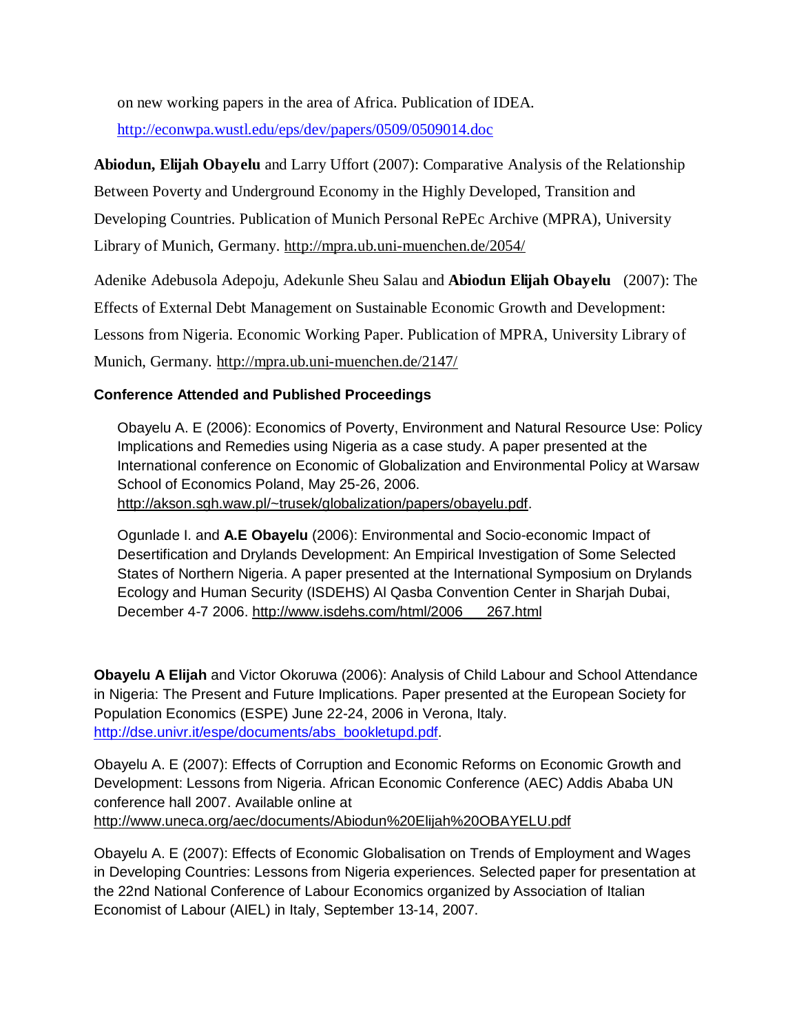on new working papers in the area of Africa. Publication of IDEA. http://econwpa.wustl.edu/eps/dev/papers/0509/0509014.doc

**Abiodun, Elijah Obayelu** and Larry Uffort (2007): Comparative Analysis of the Relationship Between Poverty and Underground Economy in the Highly Developed, Transition and Developing Countries. Publication of Munich Personal RePEc Archive (MPRA), University Library of Munich, Germany. http://mpra.ub.uni-muenchen.de/2054/

Adenike Adebusola Adepoju, Adekunle Sheu Salau and **Abiodun Elijah Obayelu** (2007): The Effects of External Debt Management on Sustainable Economic Growth and Development: Lessons from Nigeria. Economic Working Paper. Publication of MPRA, University Library of Munich, Germany. http://mpra.ub.uni-muenchen.de/2147/

### Conference Attended and Published Proceedings

Obayelu A. E (2006): Economics of Poverty, Environment and Natural Resource Use: Policy Implications and Remedies using Nigeria as a case study. A paper presented at the International conference on Economic of Globalization and Environmental Policy at Warsaw School of Economics Poland, May 25-26, 2006. http://akson.sgh.waw.pl/~trusek/globalization/papers/obayelu.pdf.

Ogunlade I. and **A.E Obayelu** (2006): Environmental and Socio-economic Impact of Desertification and Drylands Development: An Empirical Investigation of Some Selected States of Northern Nigeria. A paper presented at the International Symposium on Drylands Ecology and Human Security (ISDEHS) Al Qasba Convention Center in Sharjah Dubai, December 4-7 2006. http://www.isdehs.com/html/2006___267.html

**Obayelu A Elijah** and Victor Okoruwa (2006): Analysis of Child Labour and School Attendance in Nigeria: The Present and Future Implications. Paper presented at the European Society for Population Economics (ESPE) June 22-24, 2006 in Verona, Italy. http://dse.univr.it/espe/documents/abs_bookletupd.pdf.

Obayelu A. E (2007): Effects of Corruption and Economic Reforms on Economic Growth and Development: Lessons from Nigeria. African Economic Conference (AEC) Addis Ababa UN conference hall 2007. Available online at http://www.uneca.org/aec/documents/Abiodun%20Elijah%20OBAYELU.pdf

Obayelu A. E (2007): Effects of Economic Globalisation on Trends of Employment and Wages in Developing Countries: Lessons from Nigeria experiences. Selected paper for presentation at the 22nd National Conference of Labour Economics organized by Association of Italian Economist of Labour (AIEL) in Italy, September 13-14, 2007.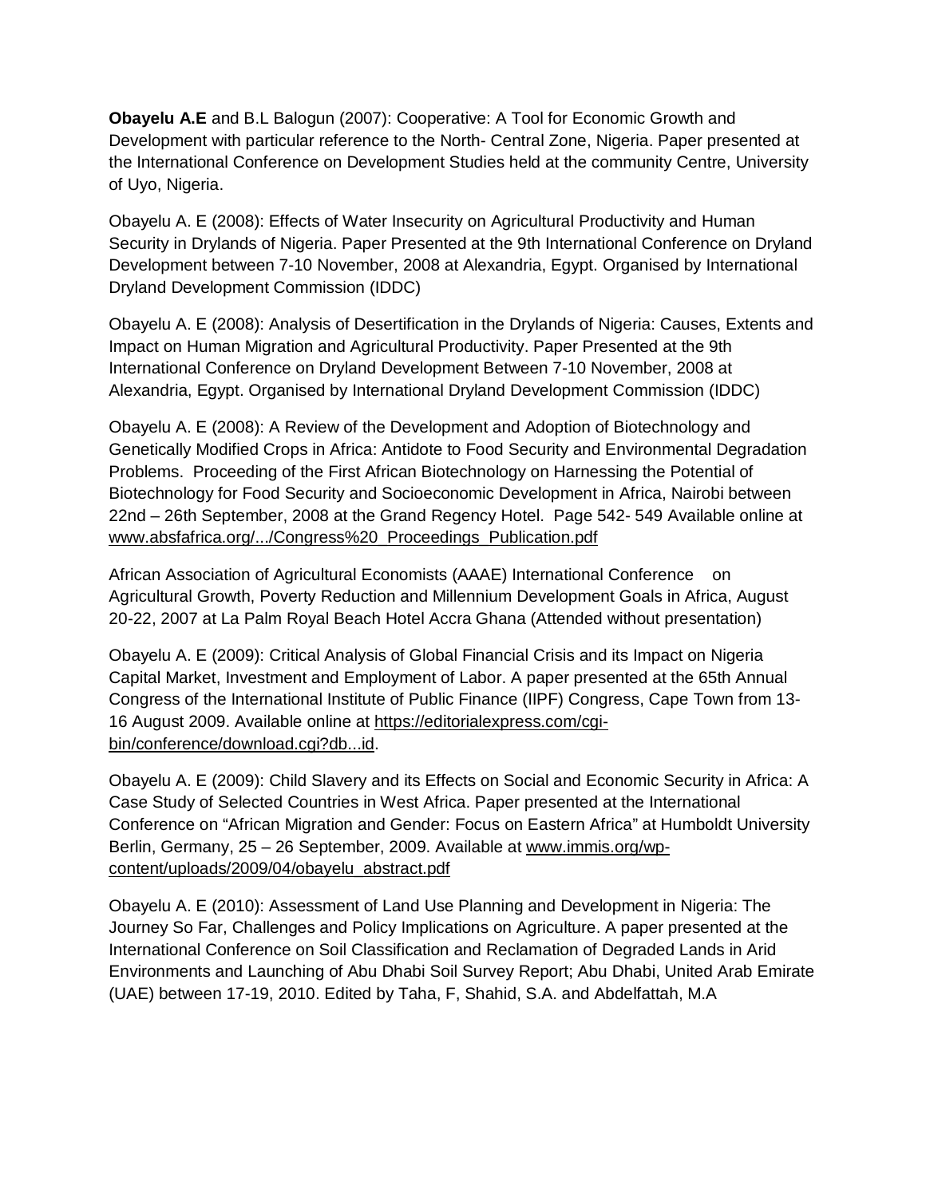**Obayelu A.E** and B.L Balogun (2007): Cooperative: A Tool for Economic Growth and Development with particular reference to the North- Central Zone, Nigeria. Paper presented at the International Conference on Development Studies held at the community Centre, University of Uyo, Nigeria.

Obayelu A. E (2008): Effects of Water Insecurity on Agricultural Productivity and Human Security in Drylands of Nigeria. Paper Presented at the 9th International Conference on Dryland Development between 7-10 November, 2008 at Alexandria, Egypt. Organised by International Dryland Development Commission (IDDC)

Obayelu A. E (2008): Analysis of Desertification in the Drylands of Nigeria: Causes, Extents and Impact on Human Migration and Agricultural Productivity. Paper Presented at the 9th International Conference on Dryland Development Between 7-10 November, 2008 at Alexandria, Egypt. Organised by International Dryland Development Commission (IDDC)

Obayelu A. E (2008): A Review of the Development and Adoption of Biotechnology and Genetically Modified Crops in Africa: Antidote to Food Security and Environmental Degradation Problems. Proceeding of the First African Biotechnology on Harnessing the Potential of Biotechnology for Food Security and Socioeconomic Development in Africa, Nairobi between 22nd – 26th September, 2008 at the Grand Regency Hotel. Page 542- 549 Available online at www.absfafrica.org/.../Congress%20_Proceedings_Publication.pdf

African Association of Agricultural Economists (AAAE) International Conference on Agricultural Growth, Poverty Reduction and Millennium Development Goals in Africa, August 20-22, 2007 at La Palm Royal Beach Hotel Accra Ghana (Attended without presentation)

Obayelu A. E (2009): Critical Analysis of Global Financial Crisis and its Impact on Nigeria Capital Market, Investment and Employment of Labor. A paper presented at the 65th Annual Congress of the International Institute of Public Finance (IIPF) Congress, Cape Town from 13-16 August 2009. Available online at https://editorialexpress.com/cgi-bin/conference/download.cgi?db...id.

Obayelu A. E (2009): Child Slavery and its Effects on Social and Economic Security in Africa: A Case Study of Selected Countries in West Africa. Paper presented at the International Conference on "African Migration and Gender: Focus on Eastern Africa" at Humboldt University Berlin, Germany, 25 – 26 September, 2009. Available at www.immis.org/wp-content/uploads/2009/04/obayelu_abstract.pdf

Obayelu A. E (2010): Assessment of Land Use Planning and Development in Nigeria: The Journey So Far, Challenges and Policy Implications on Agriculture. A paper presented at the International Conference on Soil Classification and Reclamation of Degraded Lands in Arid Environments and Launching of Abu Dhabi Soil Survey Report; Abu Dhabi, United Arab Emirate (UAE) between 17-19, 2010. Edited by Taha, F, Shahid, S.A. and Abdelfattah, M.A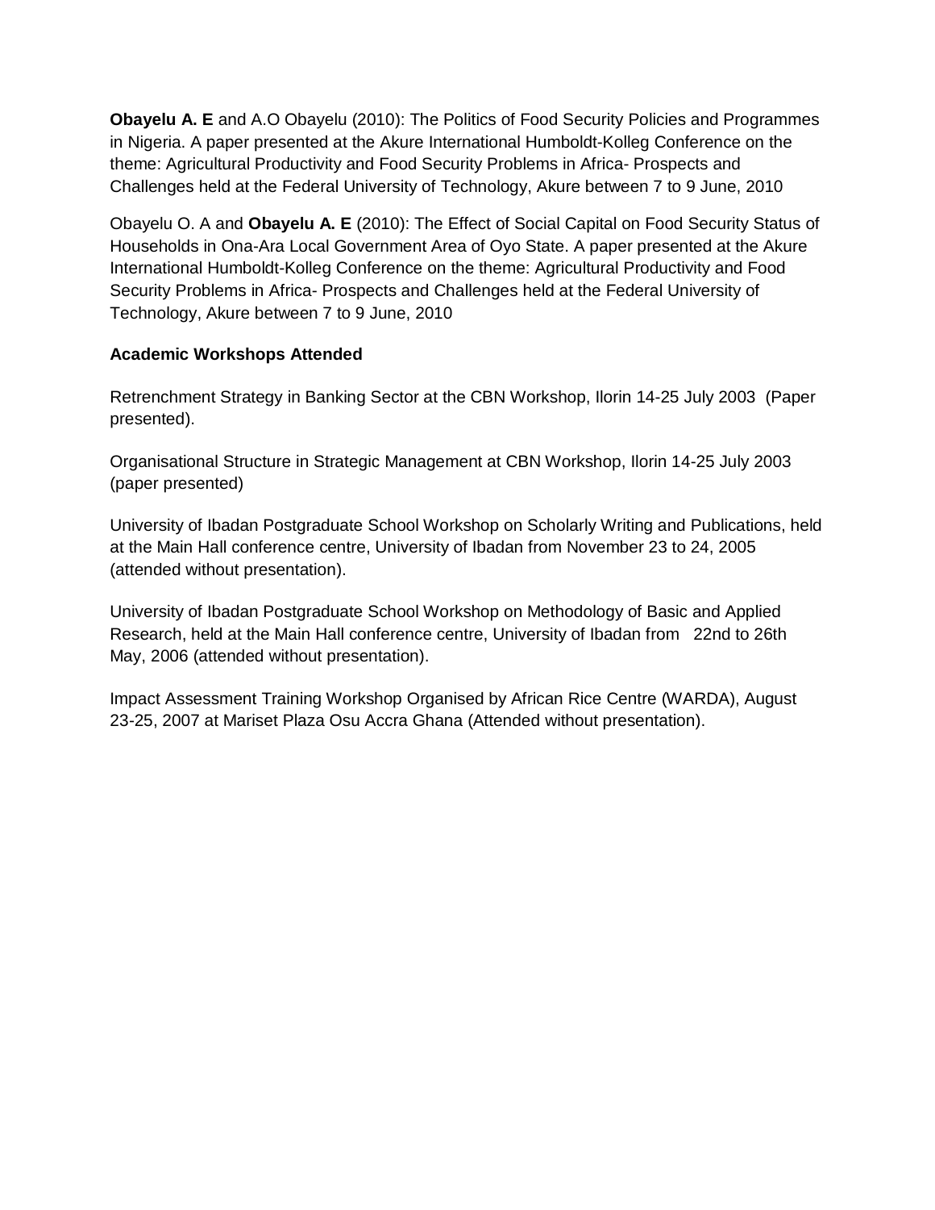**Obayelu A. E** and A.O Obayelu (2010): The Politics of Food Security Policies and Programmes in Nigeria. A paper presented at the Akure International Humboldt-Kolleg Conference on the theme: Agricultural Productivity and Food Security Problems in Africa- Prospects and Challenges held at the Federal University of Technology, Akure between 7 to 9 June, 2010

Obayelu O. A and **Obayelu A. E** (2010): The Effect of Social Capital on Food Security Status of Households in Ona-Ara Local Government Area of Oyo State. A paper presented at the Akure International Humboldt-Kolleg Conference on the theme: Agricultural Productivity and Food Security Problems in Africa- Prospects and Challenges held at the Federal University of Technology, Akure between 7 to 9 June, 2010

**Academic Workshops Attended**

Retrenchment Strategy in Banking Sector at the CBN Workshop, Ilorin 14-25 July 2003 (Paper presented).

Organisational Structure in Strategic Management at CBN Workshop, Ilorin 14-25 July 2003 (paper presented)

University of Ibadan Postgraduate School Workshop on Scholarly Writing and Publications, held at the Main Hall conference centre, University of Ibadan from November 23 to 24, 2005 (attended without presentation).

University of Ibadan Postgraduate School Workshop on Methodology of Basic and Applied Research, held at the Main Hall conference centre, University of Ibadan from 22nd to 26th May, 2006 (attended without presentation).

Impact Assessment Training Workshop Organised by African Rice Centre (WARDA), August 23-25, 2007 at Mariset Plaza Osu Accra Ghana (Attended without presentation).